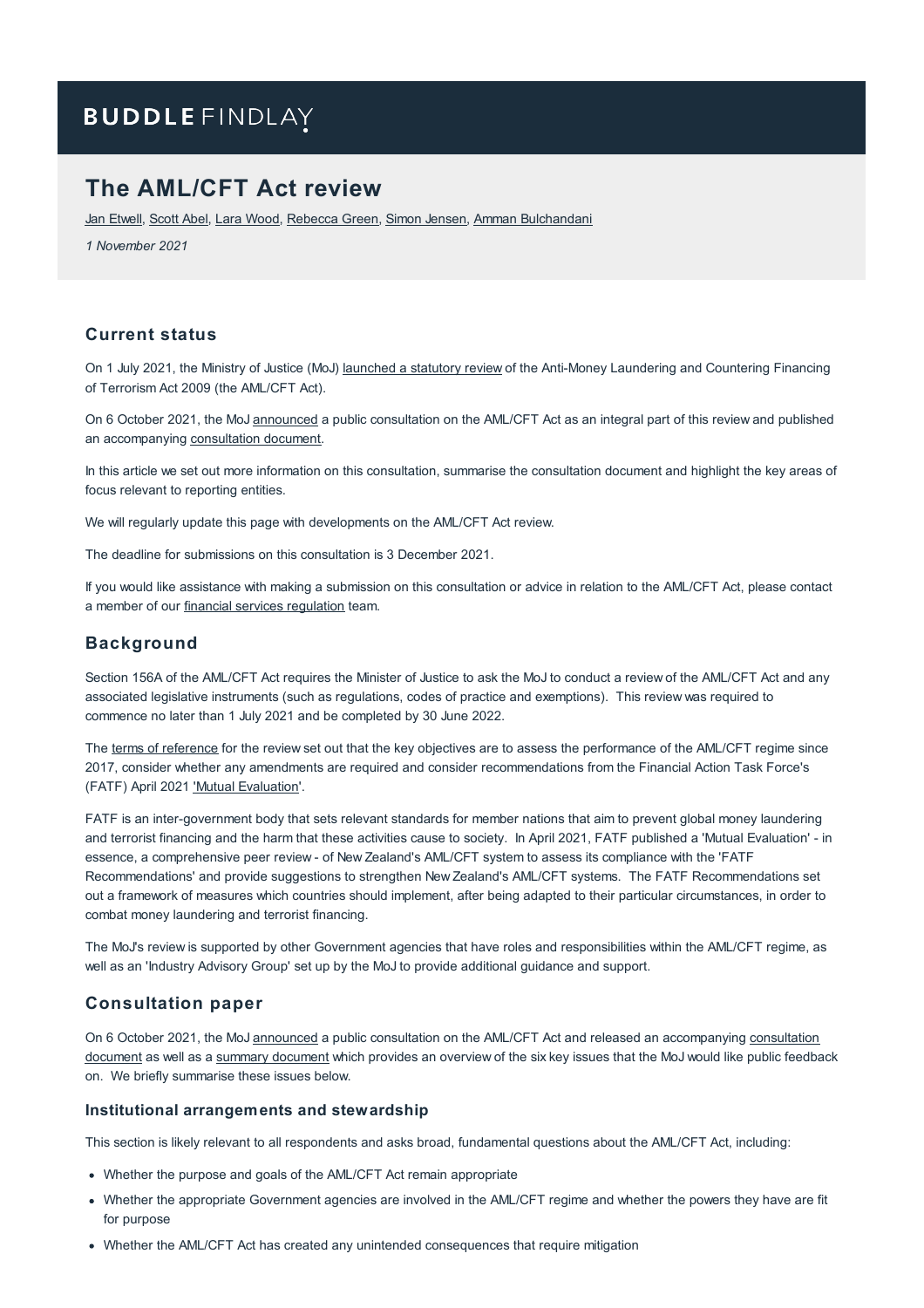BUDDLE FINDLAY

# The AML/CFT Act review

Jan Etwell, Scott Abel, Lara Wood, Rebecca Green, Simon Jensen, Amman Bulchandani

*1 November 2021*

## Current status

On 1 July 2021, the Ministry of Justice (MoJ) launched a statutory review of the Anti-Money Laundering and Countering Financing of Terrorism Act 2009 (the AML/CFT Act).

On 6 October 2021, the MoJ announced a public consultation on the AML/CFT Act as an integral part of this review and published an accompanying consultation document.

In this article we set out more information on this consultation, summarise the consultation document and highlight the key areas of focus relevant to reporting entities.

We will regularly update this page with developments on the AML/CFT Act review.

The deadline for submissions on this consultation is 3 December 2021.

If you would like assistance with making a submission on this consultation or advice in relation to the AML/CFT Act, please contact a member of our financial services regulation team.

## Background

Section 156A of the AML/CFT Act requires the Minister of Justice to ask the MoJ to conduct a review of the AML/CFT Act and any associated legislative instruments (such as regulations, codes of practice and exemptions). This review was required to commence no later than 1 July 2021 and be completed by 30 June 2022.

The terms of reference for the review set out that the key objectives are to assess the performance of the AML/CFT regime since 2017, consider whether any amendments are required and consider recommendations from the Financial Action Task Force's (FATF) April 2021 'Mutual Evaluation'.

FATF is an inter-government body that sets relevant standards for member nations that aim to prevent global money laundering and terrorist financing and the harm that these activities cause to society. In April 2021, FATF published a 'Mutual Evaluation' - in essence, a comprehensive peer review - of New Zealand's AML/CFT system to assess its compliance with the 'FATF Recommendations' and provide suggestions to strengthen New Zealand's AML/CFT systems. The FATF Recommendations set out a framework of measures which countries should implement, after being adapted to their particular circumstances, in order to combat money laundering and terrorist financing.

The MoJ's review is supported by other Government agencies that have roles and responsibilities within the AML/CFT regime, as well as an 'Industry Advisory Group' set up by the MoJ to provide additional guidance and support.

## Consultation paper

On 6 October 2021, the MoJ announced a public consultation on the AML/CFT Act and released an accompanying consultation document as well as a summary document which provides an overview of the six key issues that the MoJ would like public feedback on. We briefly summarise these issues below.

### Institutional arrangements and stewardship

This section is likely relevant to all respondents and asks broad, fundamental questions about the AML/CFT Act, including:

- Whether the purpose and goals of the AML/CFT Act remain appropriate
- Whether the appropriate Government agencies are involved in the AML/CFT regime and whether the powers they have are fit for purpose
- Whether the AML/CFT Act has created any unintended consequences that require mitigation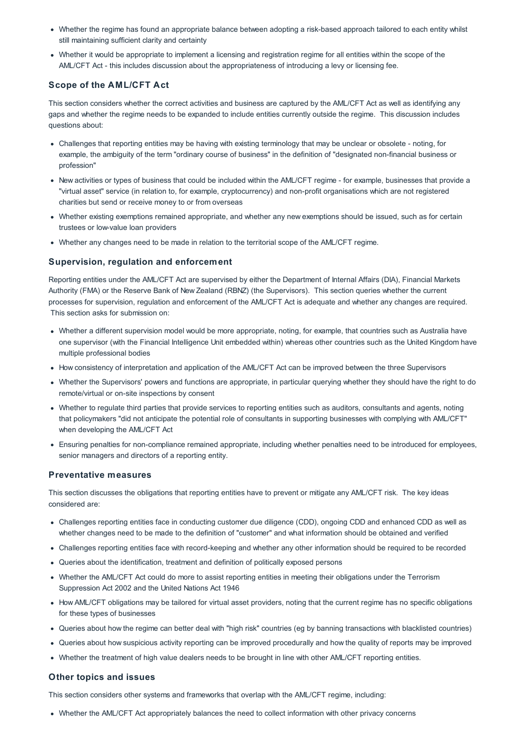- Whether the regime has found an appropriate balance between adopting a risk-based approach tailored to each entity whilst still maintaining sufficient clarity and certainty
- Whether it would be appropriate to implement a licensing and registration regime for all entities within the scope of the AML/CFT Act - this includes discussion about the appropriateness of introducing a levy or licensing fee.

### Scope of the AML/CFT Act

This section considers whether the correct activities and business are captured by the AML/CFT Act as well as identifying any gaps and whether the regime needs to be expanded to include entities currently outside the regime. This discussion includes questions about:

- Challenges that reporting entities may be having with existing terminology that may be unclear or obsolete - noting, for example, the ambiguity of the term "ordinary course of business" in the definition of "designated non-financial business or profession"
- New activities or types of business that could be included within the AML/CFT regime - for example, businesses that provide a "virtual asset" service (in relation to, for example, cryptocurrency) and non-profit organisations which are not registered charities but send or receive money to or from overseas
- Whether existing exemptions remained appropriate, and whether any new exemptions should be issued, such as for certain trustees or low-value loan providers
- Whether any changes need to be made in relation to the territorial scope of the AML/CFT regime.

### Supervision, regulation and enforcement

Reporting entities under the AML/CFT Act are supervised by either the Department of Internal Affairs (DIA), Financial Markets Authority (FMA) or the Reserve Bank of New Zealand (RBNZ) (the Supervisors). This section queries whether the current processes for supervision, regulation and enforcement of the AML/CFT Act is adequate and whether any changes are required. This section asks for submission on:

- Whether a different supervision model would be more appropriate, noting, for example, that countries such as Australia have one supervisor (with the Financial Intelligence Unit embedded within) whereas other countries such as the United Kingdom have multiple professional bodies
- How consistency of interpretation and application of the AML/CFT Act can be improved between the three Supervisors
- Whether the Supervisors' powers and functions are appropriate, in particular querying whether they should have the right to do remote/virtual or on-site inspections by consent
- Whether to regulate third parties that provide services to reporting entities such as auditors, consultants and agents, noting that policymakers "did not anticipate the potential role of consultants in supporting businesses with complying with AML/CFT" when developing the AML/CFT Act
- Ensuring penalties for non-compliance remained appropriate, including whether penalties need to be introduced for employees, senior managers and directors of a reporting entity.

### Preventative measures

This section discusses the obligations that reporting entities have to prevent or mitigate any AML/CFT risk. The key ideas considered are:

- Challenges reporting entities face in conducting customer due diligence (CDD), ongoing CDD and enhanced CDD as well as whether changes need to be made to the definition of "customer" and what information should be obtained and verified
- Challenges reporting entities face with record-keeping and whether any other information should be required to be recorded
- Queries about the identification, treatment and definition of politically exposed persons
- Whether the AML/CFT Act could do more to assist reporting entities in meeting their obligations under the Terrorism Suppression Act 2002 and the United Nations Act 1946
- How AML/CFT obligations may be tailored for virtual asset providers, noting that the current regime has no specific obligations for these types of businesses
- Queries about how the regime can better deal with "high risk" countries (eg by banning transactions with blacklisted countries)
- Queries about how suspicious activity reporting can be improved procedurally and how the quality of reports may be improved
- Whether the treatment of high value dealers needs to be brought in line with other AML/CFT reporting entities.

### Other topics and issues

This section considers other systems and frameworks that overlap with the AML/CFT regime, including:

- Whether the AML/CFT Act appropriately balances the need to collect information with other privacy concerns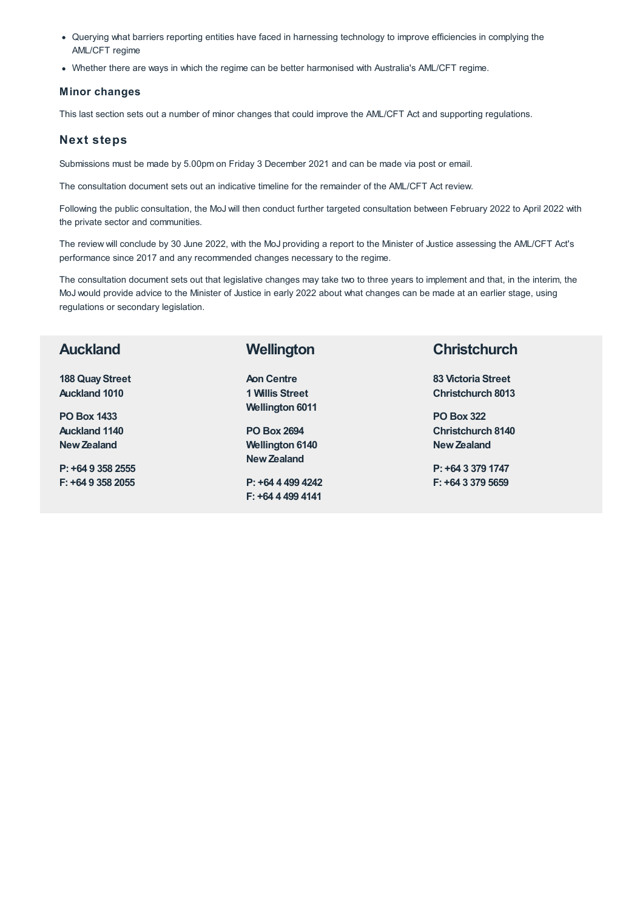- Querying what barriers reporting entities have faced in harnessing technology to improve efficiencies in complying the AML/CFT regime
- Whether there are ways in which the regime can be better harmonised with Australia's AML/CFT regime.

### Minor changes

This last section sets out a number of minor changes that could improve the AML/CFT Act and supporting regulations.

## Next steps

Submissions must be made by 5.00pm on Friday 3 December 2021 and can be made via post or email.

The consultation document sets out an indicative timeline for the remainder of the AML/CFT Act review.

Following the public consultation, the MoJ will then conduct further targeted consultation between February 2022 to April 2022 with the private sector and communities.

The review will conclude by 30 June 2022, with the MoJ providing a report to the Minister of Justice assessing the AML/CFT Act's performance since 2017 and any recommended changes necessary to the regime.

The consultation document sets out that legislative changes may take two to three years to implement and that, in the interim, the MoJ would provide advice to the Minister of Justice in early 2022 about what changes can be made at an earlier stage, using regulations or secondary legislation.

## Auckland

**188 Quay Street**
**Auckland 1010**

**PO Box 1433**
**Auckland 1140**
**New Zealand**

**P: +64 9 358 2555**
**F: +64 9 358 2055**

## Wellington

**Aon Centre**
**1 Willis Street**
**Wellington 6011**

**PO Box 2694**
**Wellington 6140**
**New Zealand**

**P: +64 4 499 4242**
**F: +64 4 499 4141**

## Christchurch

**83 Victoria Street**
**Christchurch 8013**

**PO Box 322**
**Christchurch 8140**
**New Zealand**

**P: +64 3 379 1747**
**F: +64 3 379 5659**